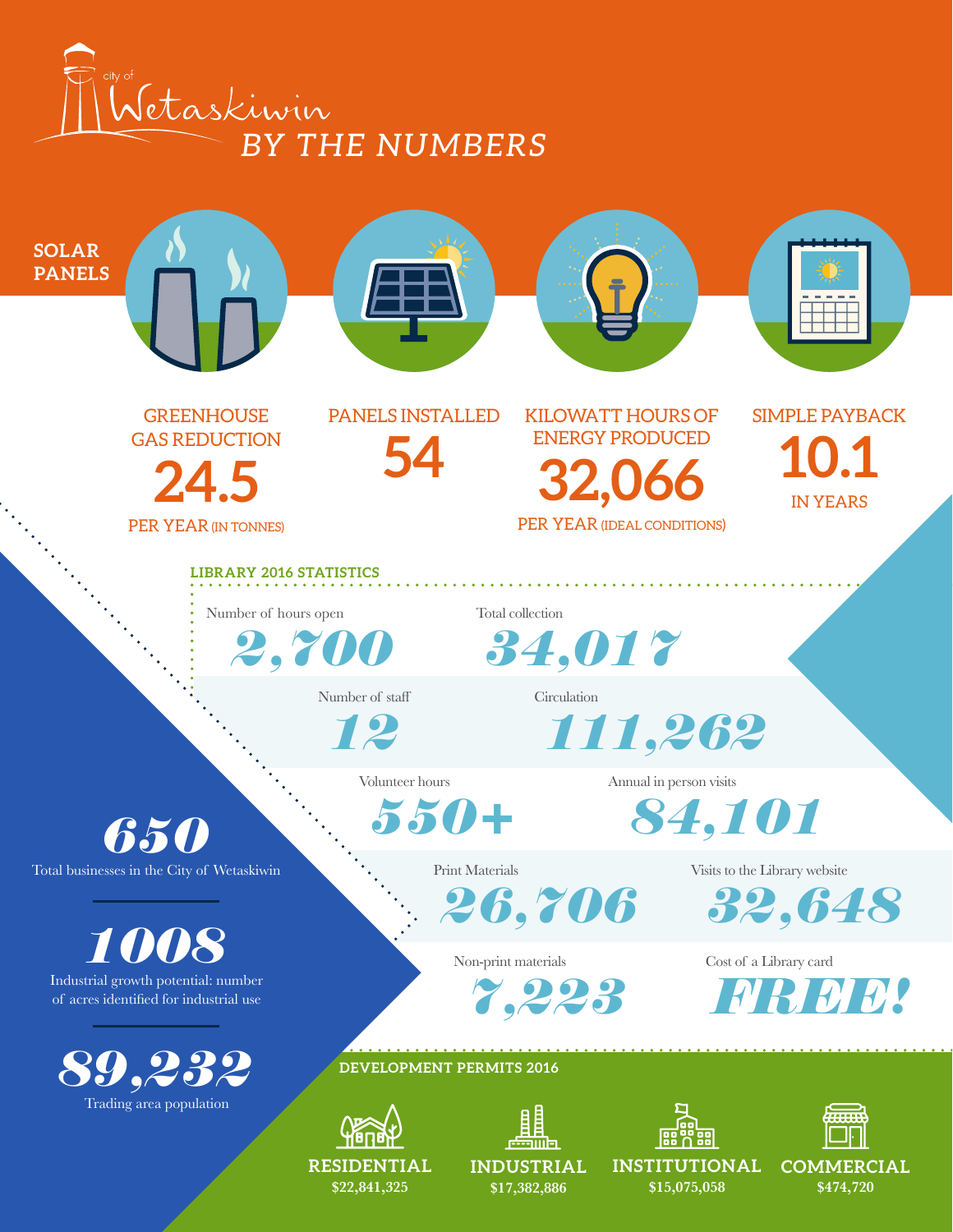# City of Wetaskiwin BY THE NUMBERS

## SOLAR PANELS

**GREENHOUSE GAS REDUCTION**
**24.5**
PER YEAR (IN TONNES)

**PANELS INSTALLED**
**54**

**KILOWATT HOURS OF ENERGY PRODUCED**
**32,066**
PER YEAR (IDEAL CONDITIONS)

**SIMPLE PAYBACK**
**10.1**
IN YEARS

## LIBRARY 2016 STATISTICS

Number of hours open
***2,700***

Total collection
***34,017***

Number of staff
***12***

Circulation
***111,262***

Volunteer hours
***550+***

Annual in person visits
***84,101***

Print Materials
***26,706***

Visits to the Library website
***32,648***

Non-print materials
***7,223***

Cost of a Library card
***FREE!***

***650***
Total businesses in the City of Wetaskiwin

***1008***
Industrial growth potential: number of acres identified for industrial use

***89,232***
Trading area population

## DEVELOPMENT PERMITS 2016

**RESIDENTIAL**
**$22,841,325**

**INDUSTRIAL**
**$17,382,886**

**INSTITUTIONAL**
**$15,075,058**

**COMMERCIAL**
**$474,720**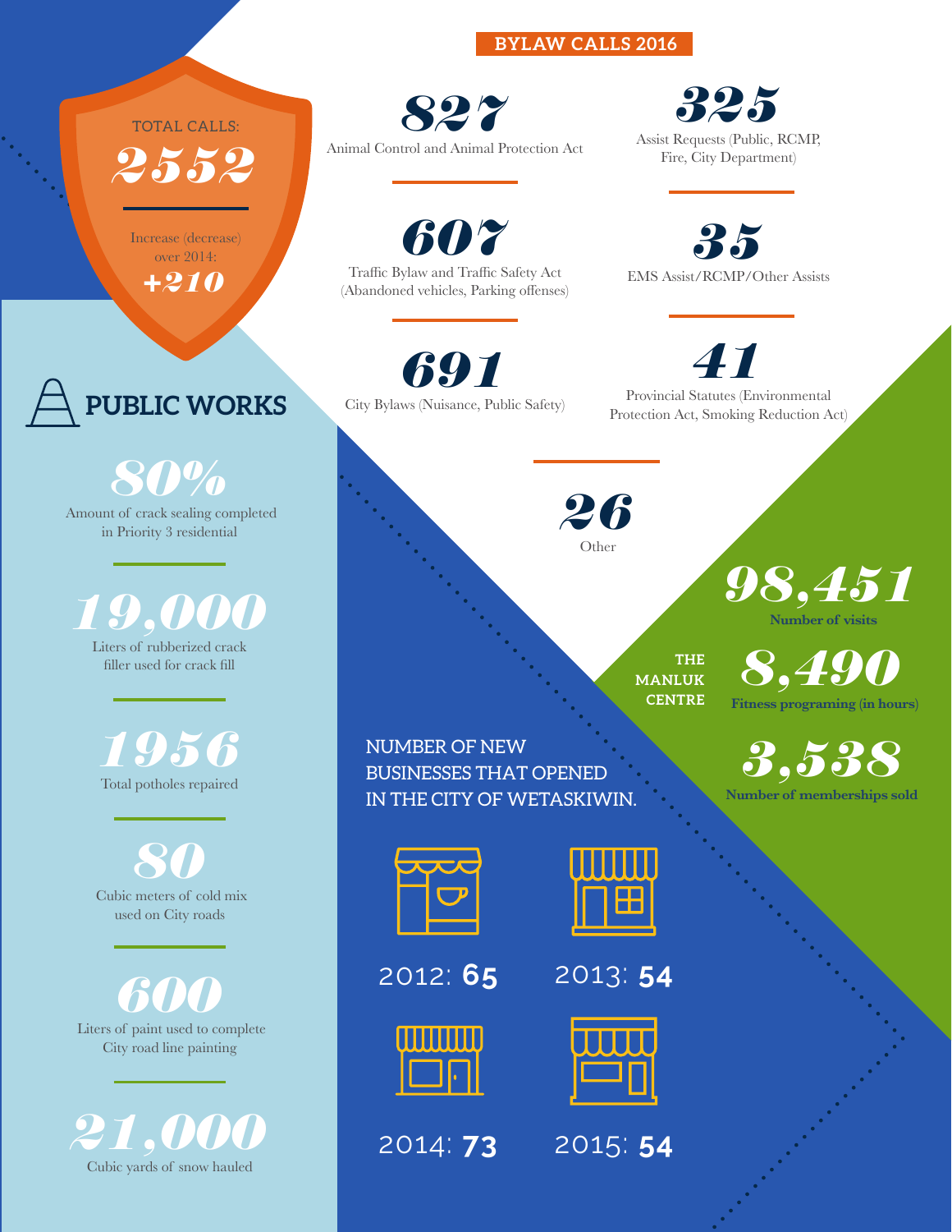## BYLAW CALLS 2016

TOTAL CALLS:
**2552**

Increase (decrease) over 2014:
**+210**

**827**
Animal Control and Animal Protection Act

**325**
Assist Requests (Public, RCMP, Fire, City Department)

**607**
Traffic Bylaw and Traffic Safety Act (Abandoned vehicles, Parking offenses)

**35**
EMS Assist/RCMP/Other Assists

**691**
City Bylaws (Nuisance, Public Safety)

**41**
Provincial Statutes (Environmental Protection Act, Smoking Reduction Act)

**26**
Other

## PUBLIC WORKS

**80%**
Amount of crack sealing completed in Priority 3 residential

**19,000**
Liters of rubberized crack filler used for crack fill

**1956**
Total potholes repaired

**80**
Cubic meters of cold mix used on City roads

**600**
Liters of paint used to complete City road line painting

**21,000**
Cubic yards of snow hauled

## THE MANLUK CENTRE

**98,451**
Number of visits

**8,490**
Fitness programing (in hours)

**3,538**
Number of memberships sold

## NUMBER OF NEW BUSINESSES THAT OPENED IN THE CITY OF WETASKIWIN.

2012: **65**

2013: **54**

2014: **73**

2015: **54**